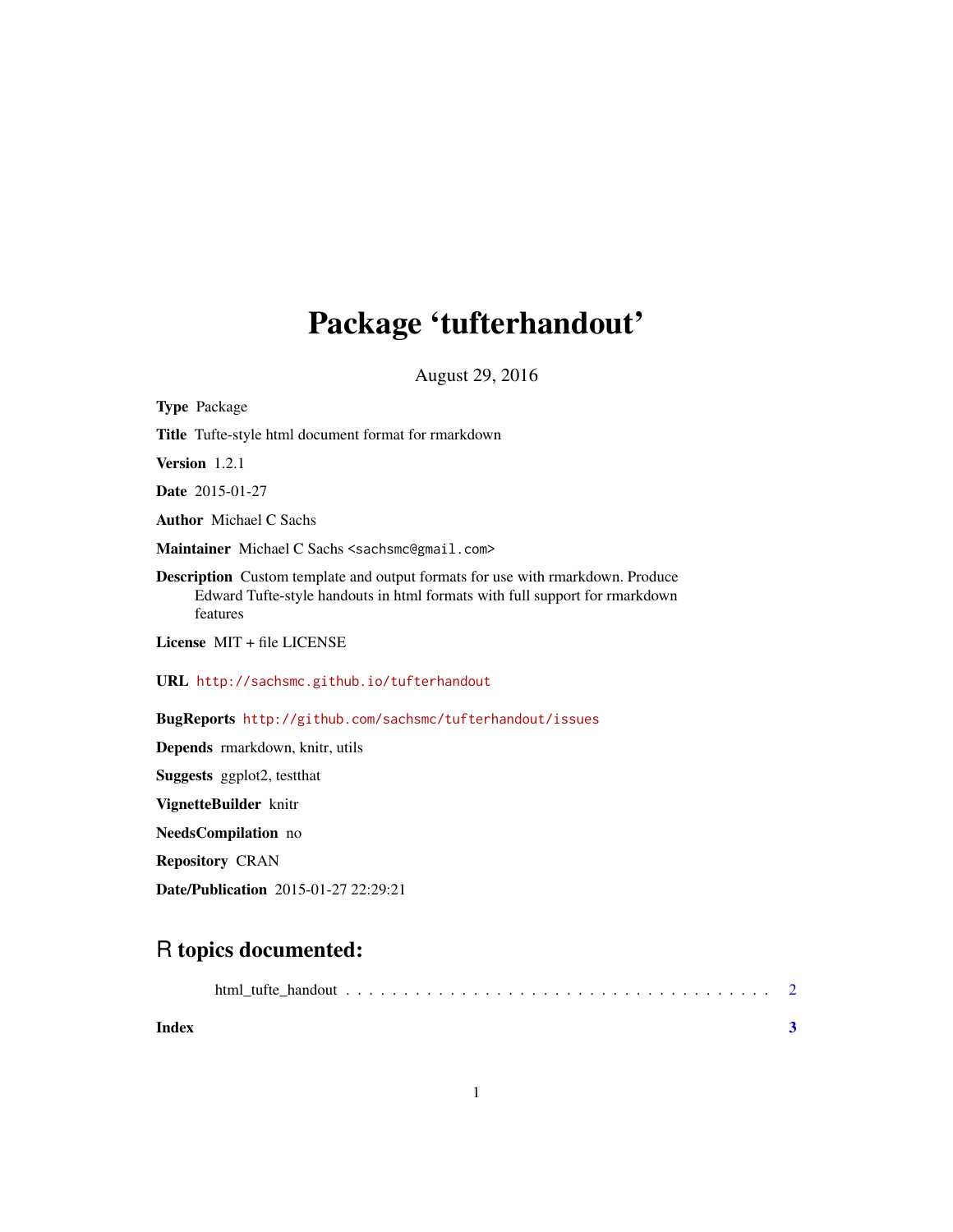# Package 'tufterhandout'

August 29, 2016

**Type** Package

**Title** Tufte-style html document format for rmarkdown

**Version** 1.2.1

**Date** 2015-01-27

**Author** Michael C Sachs

**Maintainer** Michael C Sachs <sachsmc@gmail.com>

**Description** Custom template and output formats for use with rmarkdown. Produce Edward Tufte-style handouts in html formats with full support for rmarkdown features

**License** MIT + file LICENSE

**URL** http://sachsmc.github.io/tufterhandout

**BugReports** http://github.com/sachsmc/tufterhandout/issues

**Depends** rmarkdown, knitr, utils

**Suggests** ggplot2, testthat

**VignetteBuilder** knitr

**NeedsCompilation** no

**Repository** CRAN

**Date/Publication** 2015-01-27 22:29:21

## R topics documented:

html_tufte_handout . . . . . . . . . . . . . . . . . . . . . . . . . . . . . . . . . . . 2

**Index** **3**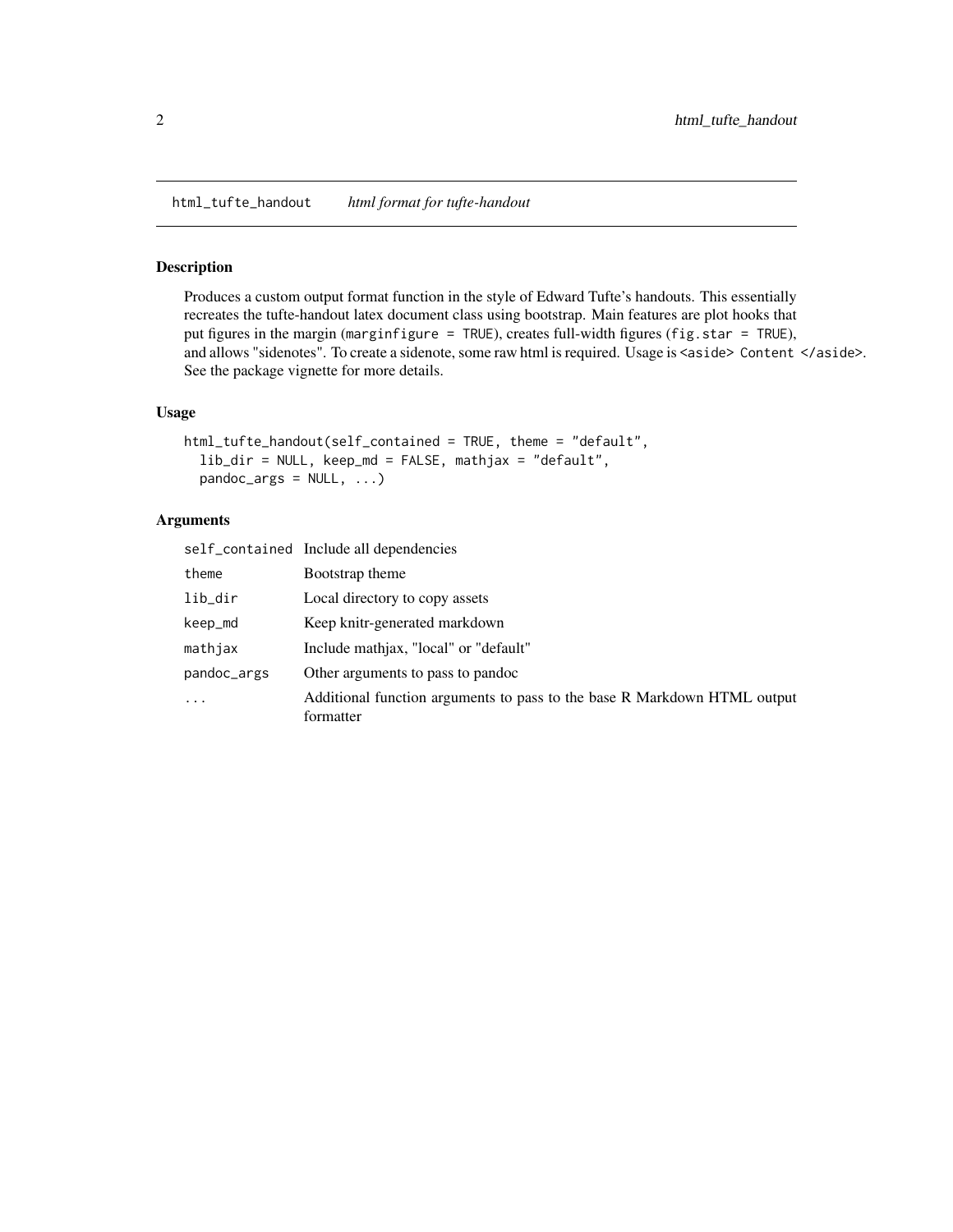## `html_tufte_handout` *html format for tufte-handout*

### Description

Produces a custom output format function in the style of Edward Tufte's handouts. This essentially recreates the tufte-handout latex document class using bootstrap. Main features are plot hooks that put figures in the margin (`marginfigure = TRUE`), creates full-width figures (`fig.star = TRUE`), and allows "sidenotes". To create a sidenote, some raw html is required. Usage is `<aside> Content </aside>`. See the package vignette for more details.

### Usage

```
html_tufte_handout(self_contained = TRUE, theme = "default",
  lib_dir = NULL, keep_md = FALSE, mathjax = "default",
  pandoc_args = NULL, ...)
```

### Arguments

| | |
|---|---|
| `self_contained` | Include all dependencies |
| `theme` | Bootstrap theme |
| `lib_dir` | Local directory to copy assets |
| `keep_md` | Keep knitr-generated markdown |
| `mathjax` | Include mathjax, "local" or "default" |
| `pandoc_args` | Other arguments to pass to pandoc |
| `...` | Additional function arguments to pass to the base R Markdown HTML output formatter |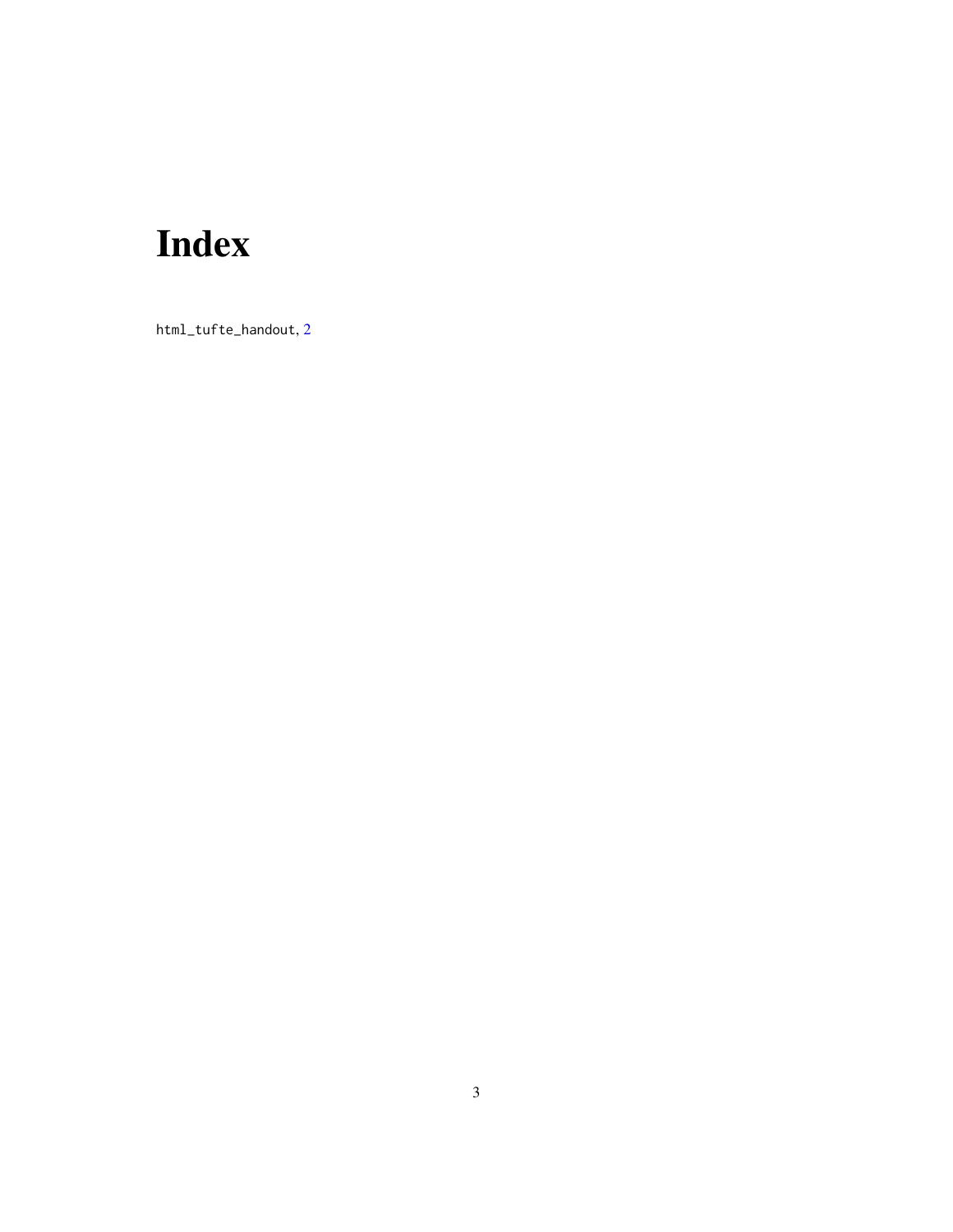# Index

html_tufte_handout, 2